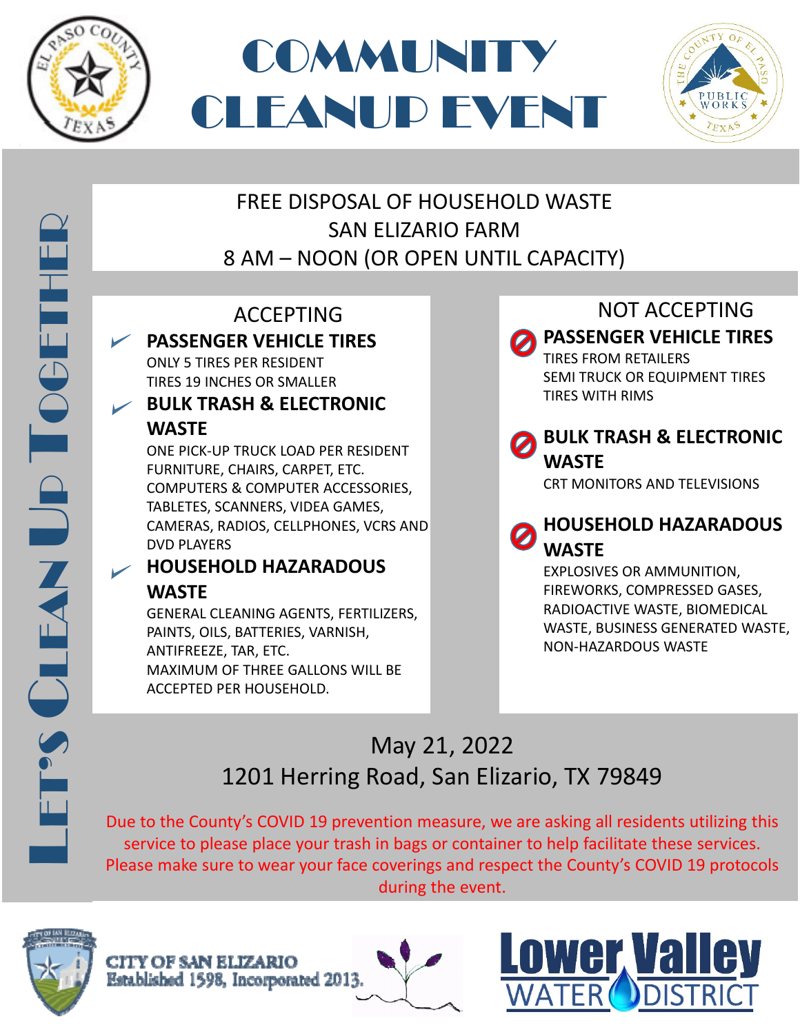# COMMUNITY CLEANUP EVENT

LET'S CLEAN UP TOGETHER

FREE DISPOSAL OF HOUSEHOLD WASTE
SAN ELIZARIO FARM
8 AM – NOON (OR OPEN UNTIL CAPACITY)

## ACCEPTING

- **PASSENGER VEHICLE TIRES**
  ONLY 5 TIRES PER RESIDENT
  TIRES 19 INCHES OR SMALLER
- **BULK TRASH & ELECTRONIC WASTE**
  ONE PICK-UP TRUCK LOAD PER RESIDENT
  FURNITURE, CHAIRS, CARPET, ETC.
  COMPUTERS & COMPUTER ACCESSORIES, TABLETES, SCANNERS, VIDEA GAMES, CAMERAS, RADIOS, CELLPHONES, VCRS AND DVD PLAYERS
- **HOUSEHOLD HAZARADOUS WASTE**
  GENERAL CLEANING AGENTS, FERTILIZERS, PAINTS, OILS, BATTERIES, VARNISH, ANTIFREEZE, TAR, ETC.
  MAXIMUM OF THREE GALLONS WILL BE ACCEPTED PER HOUSEHOLD.

## NOT ACCEPTING

- **PASSENGER VEHICLE TIRES**
  TIRES FROM RETAILERS
  SEMI TRUCK OR EQUIPMENT TIRES
  TIRES WITH RIMS
- **BULK TRASH & ELECTRONIC WASTE**
  CRT MONITORS AND TELEVISIONS
- **HOUSEHOLD HAZARADOUS WASTE**
  EXPLOSIVES OR AMMUNITION, FIREWORKS, COMPRESSED GASES, RADIOACTIVE WASTE, BIOMEDICAL WASTE, BUSINESS GENERATED WASTE, NON-HAZARDOUS WASTE

May 21, 2022
1201 Herring Road, San Elizario, TX 79849

Due to the County's COVID 19 prevention measure, we are asking all residents utilizing this service to please place your trash in bags or container to help facilitate these services. Please make sure to wear your face coverings and respect the County's COVID 19 protocols during the event.

CITY OF SAN ELIZARIO
Established 1598, Incorporated 2013.

Lower Valley WATER DISTRICT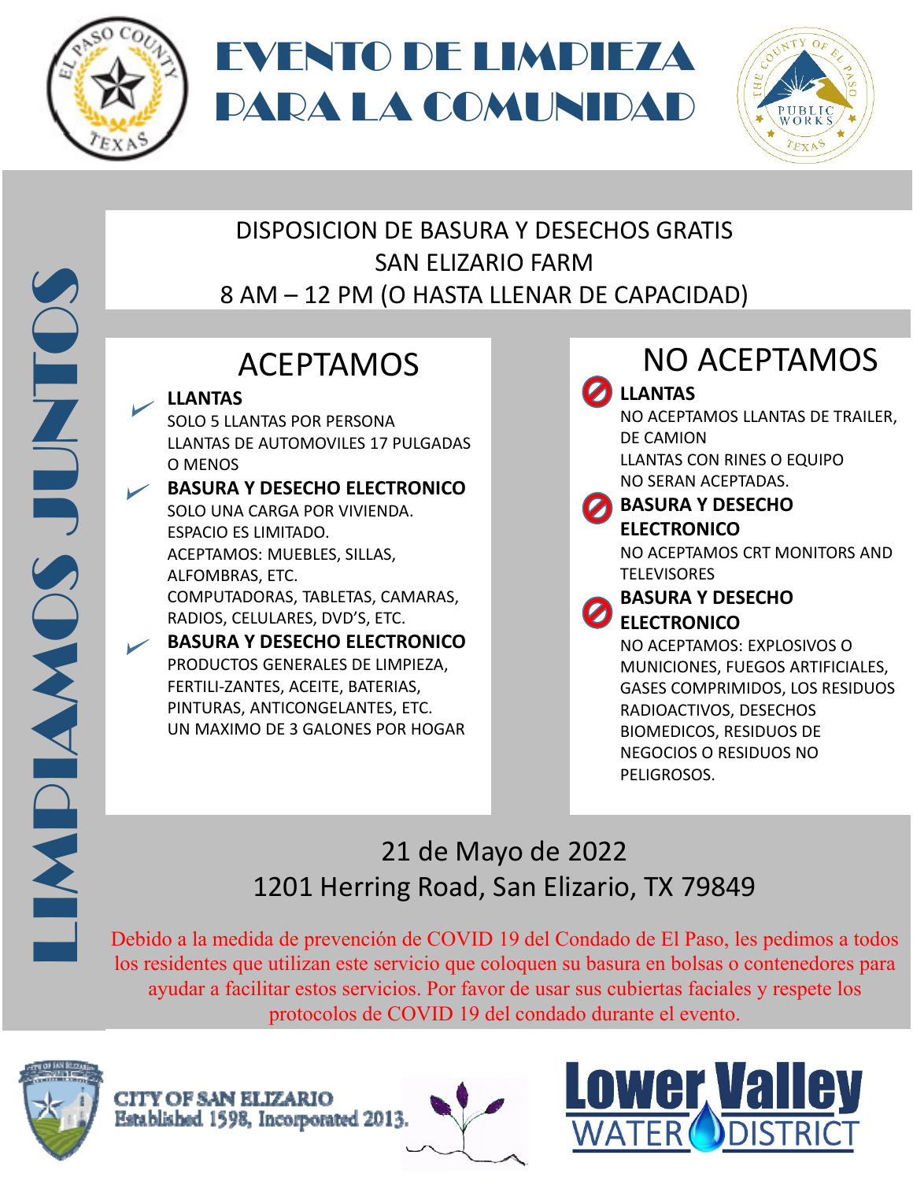# EVENTO DE LIMPIEZA PARA LA COMUNIDAD

LIMPIAMOS JUNTOS

DISPOSICION DE BASURA Y DESECHOS GRATIS
SAN ELIZARIO FARM
8 AM – 12 PM (O HASTA LLENAR DE CAPACIDAD)

## ACEPTAMOS

- **LLANTAS**
  SOLO 5 LLANTAS POR PERSONA
  LLANTAS DE AUTOMOVILES 17 PULGADAS O MENOS
- **BASURA Y DESECHO ELECTRONICO**
  SOLO UNA CARGA POR VIVIENDA.
  ESPACIO ES LIMITADO.
  ACEPTAMOS: MUEBLES, SILLAS, ALFOMBRAS, ETC.
  COMPUTADORAS, TABLETAS, CAMARAS, RADIOS, CELULARES, DVD'S, ETC.
- **BASURA Y DESECHO ELECTRONICO**
  PRODUCTOS GENERALES DE LIMPIEZA, FERTILI-ZANTES, ACEITE, BATERIAS, PINTURAS, ANTICONGELANTES, ETC.
  UN MAXIMO DE 3 GALONES POR HOGAR

## NO ACEPTAMOS

- **LLANTAS**
  NO ACEPTAMOS LLANTAS DE TRAILER, DE CAMION
  LLANTAS CON RINES O EQUIPO NO SERAN ACEPTADAS.
- **BASURA Y DESECHO ELECTRONICO**
  NO ACEPTAMOS CRT MONITORS AND TELEVISORES
- **BASURA Y DESECHO ELECTRONICO**
  NO ACEPTAMOS: EXPLOSIVOS O MUNICIONES, FUEGOS ARTIFICIALES, GASES COMPRIMIDOS, LOS RESIDUOS RADIOACTIVOS, DESECHOS BIOMEDICOS, RESIDUOS DE NEGOCIOS O RESIDUOS NO PELIGROSOS.

21 de Mayo de 2022
1201 Herring Road, San Elizario, TX 79849

Debido a la medida de prevención de COVID 19 del Condado de El Paso, les pedimos a todos los residentes que utilizan este servicio que coloquen su basura en bolsas o contenedores para ayudar a facilitar estos servicios. Por favor de usar sus cubiertas faciales y respete los protocolos de COVID 19 del condado durante el evento.

CITY OF SAN ELIZARIO
Established 1598, Incorporated 2013.

Lower Valley WATER DISTRICT